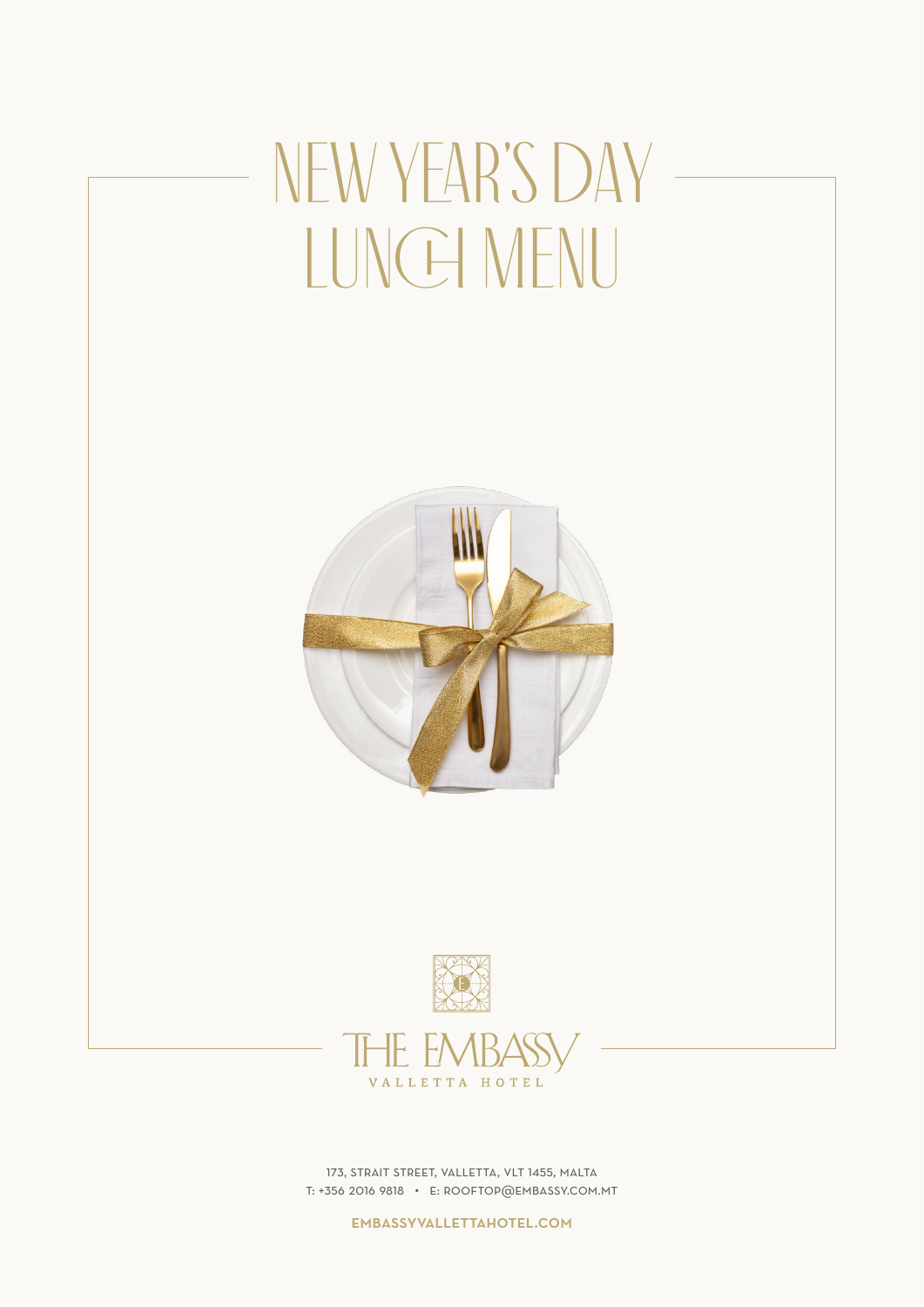# NEW YEAR'S DAY LUNCH MENU

THE EMBASSY
VALLETTA HOTEL

173, STRAIT STREET, VALLETTA, VLT 1455, MALTA
T: +356 2016 9818 • E: ROOFTOP@EMBASSY.COM.MT

**EMBASSYVALLETTAHOTEL.COM**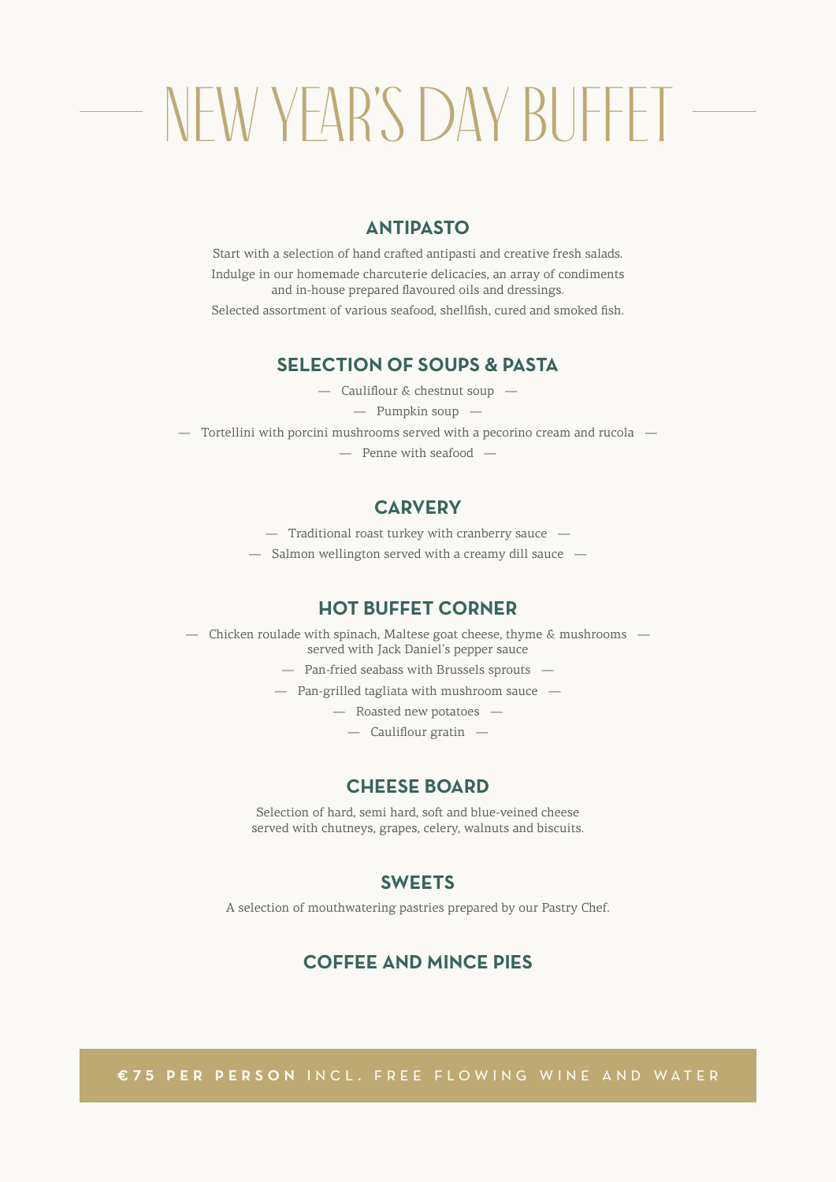# NEW YEAR'S DAY BUFFET

## ANTIPASTO

Start with a selection of hand crafted antipasti and creative fresh salads.

Indulge in our homemade charcuterie delicacies, an array of condiments and in-house prepared flavoured oils and dressings.

Selected assortment of various seafood, shellfish, cured and smoked fish.

## SELECTION OF SOUPS & PASTA

— Cauliflour & chestnut soup —

— Pumpkin soup —

— Tortellini with porcini mushrooms served with a pecorino cream and rucola —

— Penne with seafood —

## CARVERY

— Traditional roast turkey with cranberry sauce —

— Salmon wellington served with a creamy dill sauce —

## HOT BUFFET CORNER

— Chicken roulade with spinach, Maltese goat cheese, thyme & mushrooms — served with Jack Daniel's pepper sauce

— Pan-fried seabass with Brussels sprouts —

— Pan-grilled tagliata with mushroom sauce —

— Roasted new potatoes —

— Cauliflour gratin —

## CHEESE BOARD

Selection of hard, semi hard, soft and blue-veined cheese served with chutneys, grapes, celery, walnuts and biscuits.

## SWEETS

A selection of mouthwatering pastries prepared by our Pastry Chef.

## COFFEE AND MINCE PIES

**€75 PER PERSON** INCL. FREE FLOWING WINE AND WATER